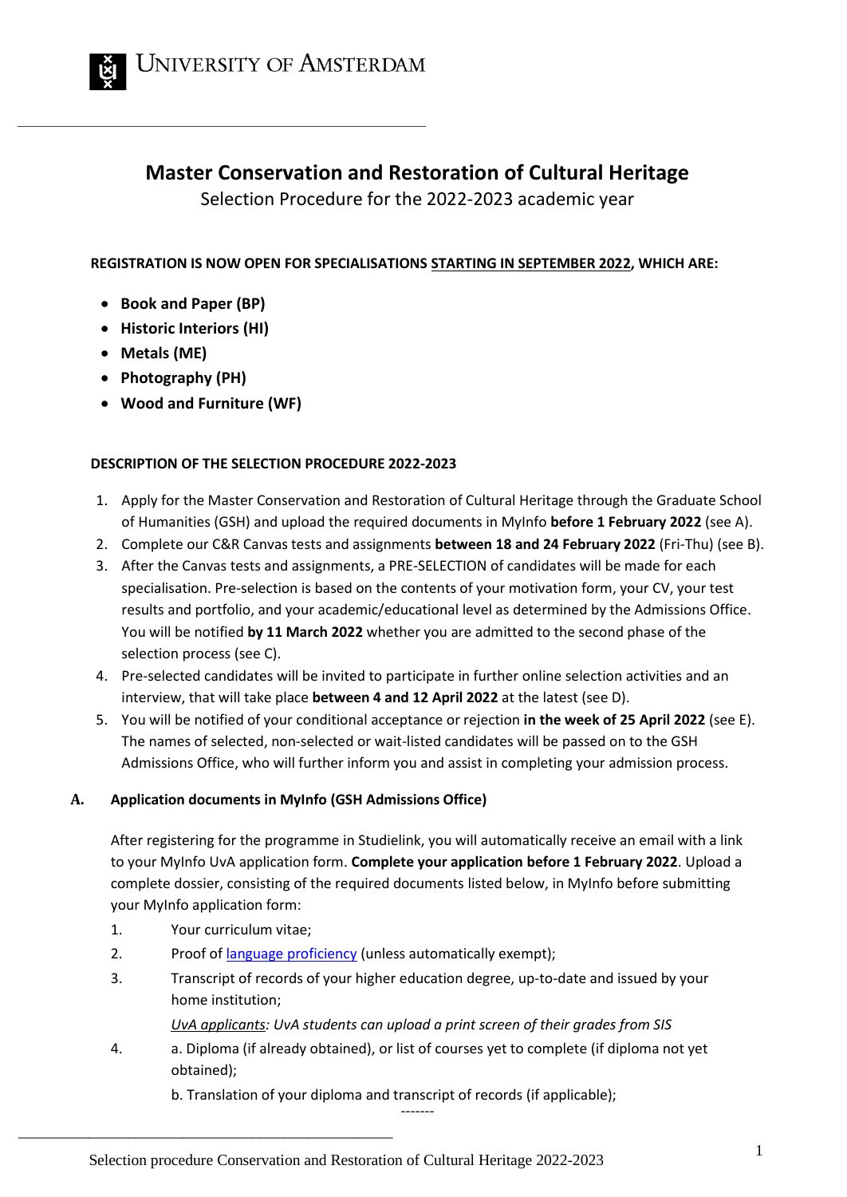# Master Conservation and Restoration of Cultural Heritage

Selection Procedure for the 2022-2023 academic year

**REGISTRATION IS NOW OPEN FOR SPECIALISATIONS STARTING IN SEPTEMBER 2022, WHICH ARE:**

- **Book and Paper (BP)**
- **Historic Interiors (HI)**
- **Metals (ME)**
- **Photography (PH)**
- **Wood and Furniture (WF)**

**DESCRIPTION OF THE SELECTION PROCEDURE 2022-2023**

1. Apply for the Master Conservation and Restoration of Cultural Heritage through the Graduate School of Humanities (GSH) and upload the required documents in MyInfo **before 1 February 2022** (see A).
2. Complete our C&R Canvas tests and assignments **between 18 and 24 February 2022** (Fri-Thu) (see B).
3. After the Canvas tests and assignments, a PRE-SELECTION of candidates will be made for each specialisation. Pre-selection is based on the contents of your motivation form, your CV, your test results and portfolio, and your academic/educational level as determined by the Admissions Office. You will be notified **by 11 March 2022** whether you are admitted to the second phase of the selection process (see C).
4. Pre-selected candidates will be invited to participate in further online selection activities and an interview, that will take place **between 4 and 12 April 2022** at the latest (see D).
5. You will be notified of your conditional acceptance or rejection **in the week of 25 April 2022** (see E). The names of selected, non-selected or wait-listed candidates will be passed on to the GSH Admissions Office, who will further inform you and assist in completing your admission process.

## A. Application documents in MyInfo (GSH Admissions Office)

After registering for the programme in Studielink, you will automatically receive an email with a link to your MyInfo UvA application form. **Complete your application before 1 February 2022**. Upload a complete dossier, consisting of the required documents listed below, in MyInfo before submitting your MyInfo application form:

1. Your curriculum vitae;
2. Proof of language proficiency (unless automatically exempt);
3. Transcript of records of your higher education degree, up-to-date and issued by your home institution;

   *UvA applicants: UvA students can upload a print screen of their grades from SIS*
4. a. Diploma (if already obtained), or list of courses yet to complete (if diploma not yet obtained);

   b. Translation of your diploma and transcript of records (if applicable);

-------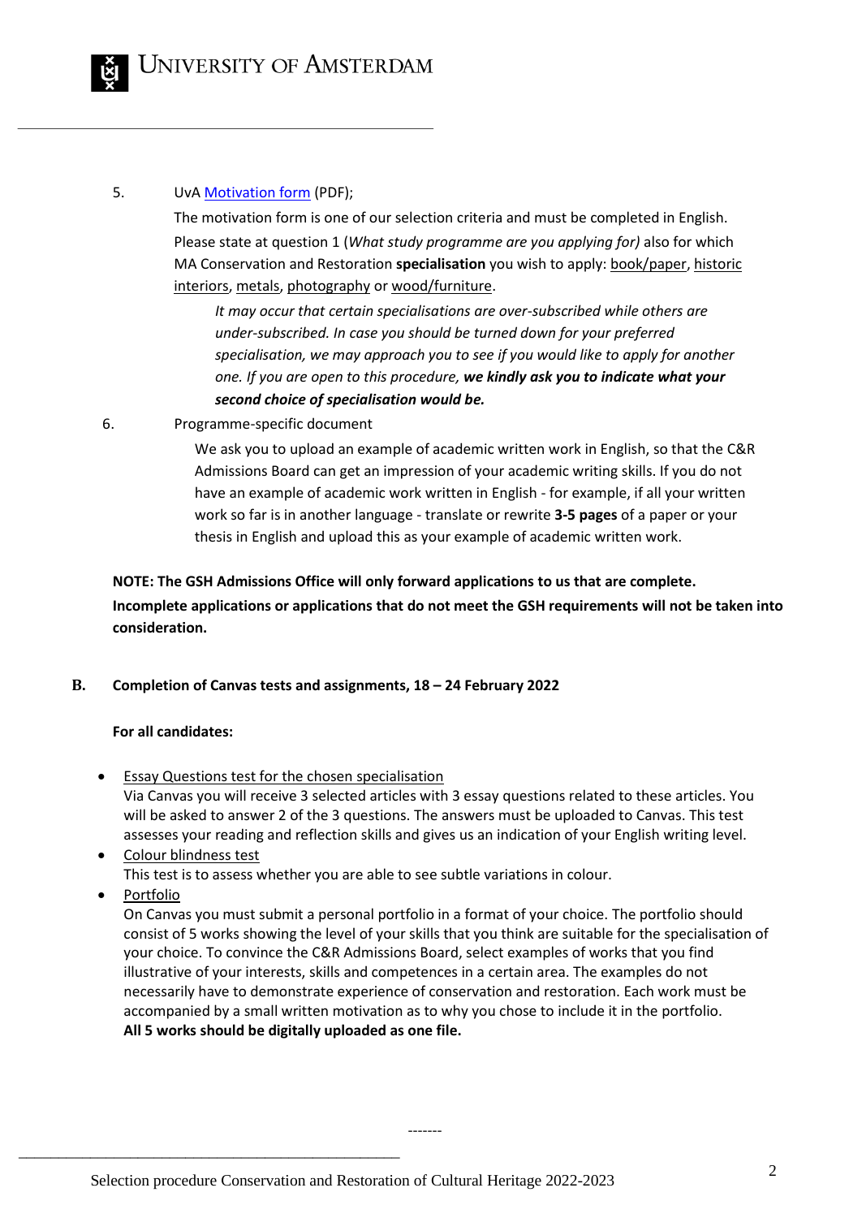5. UvA [Motivation form](#) (PDF);

   The motivation form is one of our selection criteria and must be completed in English. Please state at question 1 (*What study programme are you applying for)* also for which MA Conservation and Restoration **specialisation** you wish to apply: book/paper, historic interiors, metals, photography or wood/furniture.

   > *It may occur that certain specialisations are over-subscribed while others are under-subscribed. In case you should be turned down for your preferred specialisation, we may approach you to see if you would like to apply for another one. If you are open to this procedure,* ***we kindly ask you to indicate what your second choice of specialisation would be.***

6. Programme-specific document

   We ask you to upload an example of academic written work in English, so that the C&R Admissions Board can get an impression of your academic writing skills. If you do not have an example of academic work written in English - for example, if all your written work so far is in another language - translate or rewrite **3-5 pages** of a paper or your thesis in English and upload this as your example of academic written work.

**NOTE: The GSH Admissions Office will only forward applications to us that are complete. Incomplete applications or applications that do not meet the GSH requirements will not be taken into consideration.**

**B. Completion of Canvas tests and assignments, 18 – 24 February 2022**

**For all candidates:**

- Essay Questions test for the chosen specialisation
  Via Canvas you will receive 3 selected articles with 3 essay questions related to these articles. You will be asked to answer 2 of the 3 questions. The answers must be uploaded to Canvas. This test assesses your reading and reflection skills and gives us an indication of your English writing level.
- Colour blindness test
  This test is to assess whether you are able to see subtle variations in colour.
- Portfolio
  On Canvas you must submit a personal portfolio in a format of your choice. The portfolio should consist of 5 works showing the level of your skills that you think are suitable for the specialisation of your choice. To convince the C&R Admissions Board, select examples of works that you find illustrative of your interests, skills and competences in a certain area. The examples do not necessarily have to demonstrate experience of conservation and restoration. Each work must be accompanied by a small written motivation as to why you chose to include it in the portfolio.
  **All 5 works should be digitally uploaded as one file.**

-------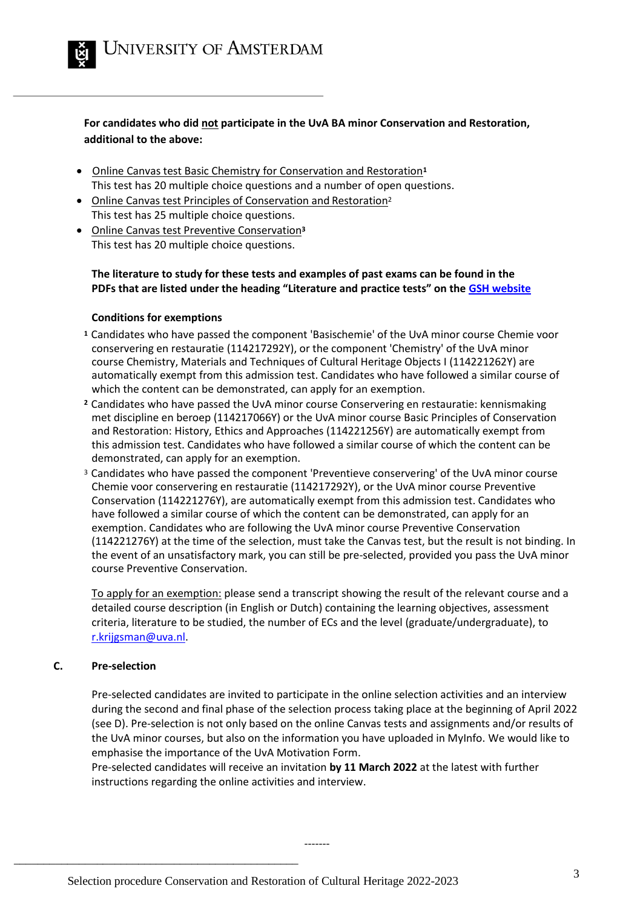**For candidates who did not participate in the UvA BA minor Conservation and Restoration, additional to the above:**

- Online Canvas test Basic Chemistry for Conservation and Restoration[1]
  This test has 20 multiple choice questions and a number of open questions.
- Online Canvas test Principles of Conservation and Restoration[2]
  This test has 25 multiple choice questions.
- Online Canvas test Preventive Conservation[3]
  This test has 20 multiple choice questions.

**The literature to study for these tests and examples of past exams can be found in the PDFs that are listed under the heading "Literature and practice tests" on the GSH website**

**Conditions for exemptions**

[1] Candidates who have passed the component 'Basischemie' of the UvA minor course Chemie voor conservering en restauratie (114217292Y), or the component 'Chemistry' of the UvA minor course Chemistry, Materials and Techniques of Cultural Heritage Objects I (114221262Y) are automatically exempt from this admission test. Candidates who have followed a similar course of which the content can be demonstrated, can apply for an exemption.

[2] Candidates who have passed the UvA minor course Conservering en restauratie: kennismaking met discipline en beroep (114217066Y) or the UvA minor course Basic Principles of Conservation and Restoration: History, Ethics and Approaches (114221256Y) are automatically exempt from this admission test. Candidates who have followed a similar course of which the content can be demonstrated, can apply for an exemption.

[3] Candidates who have passed the component 'Preventieve conservering' of the UvA minor course Chemie voor conservering en restauratie (114217292Y), or the UvA minor course Preventive Conservation (114221276Y), are automatically exempt from this admission test. Candidates who have followed a similar course of which the content can be demonstrated, can apply for an exemption. Candidates who are following the UvA minor course Preventive Conservation (114221276Y) at the time of the selection, must take the Canvas test, but the result is not binding. In the event of an unsatisfactory mark, you can still be pre-selected, provided you pass the UvA minor course Preventive Conservation.

To apply for an exemption: please send a transcript showing the result of the relevant course and a detailed course description (in English or Dutch) containing the learning objectives, assessment criteria, literature to be studied, the number of ECs and the level (graduate/undergraduate), to r.krijgsman@uva.nl.

**C. Pre-selection**

Pre-selected candidates are invited to participate in the online selection activities and an interview during the second and final phase of the selection process taking place at the beginning of April 2022 (see D). Pre-selection is not only based on the online Canvas tests and assignments and/or results of the UvA minor courses, but also on the information you have uploaded in MyInfo. We would like to emphasise the importance of the UvA Motivation Form.
Pre-selected candidates will receive an invitation **by 11 March 2022** at the latest with further instructions regarding the online activities and interview.

-------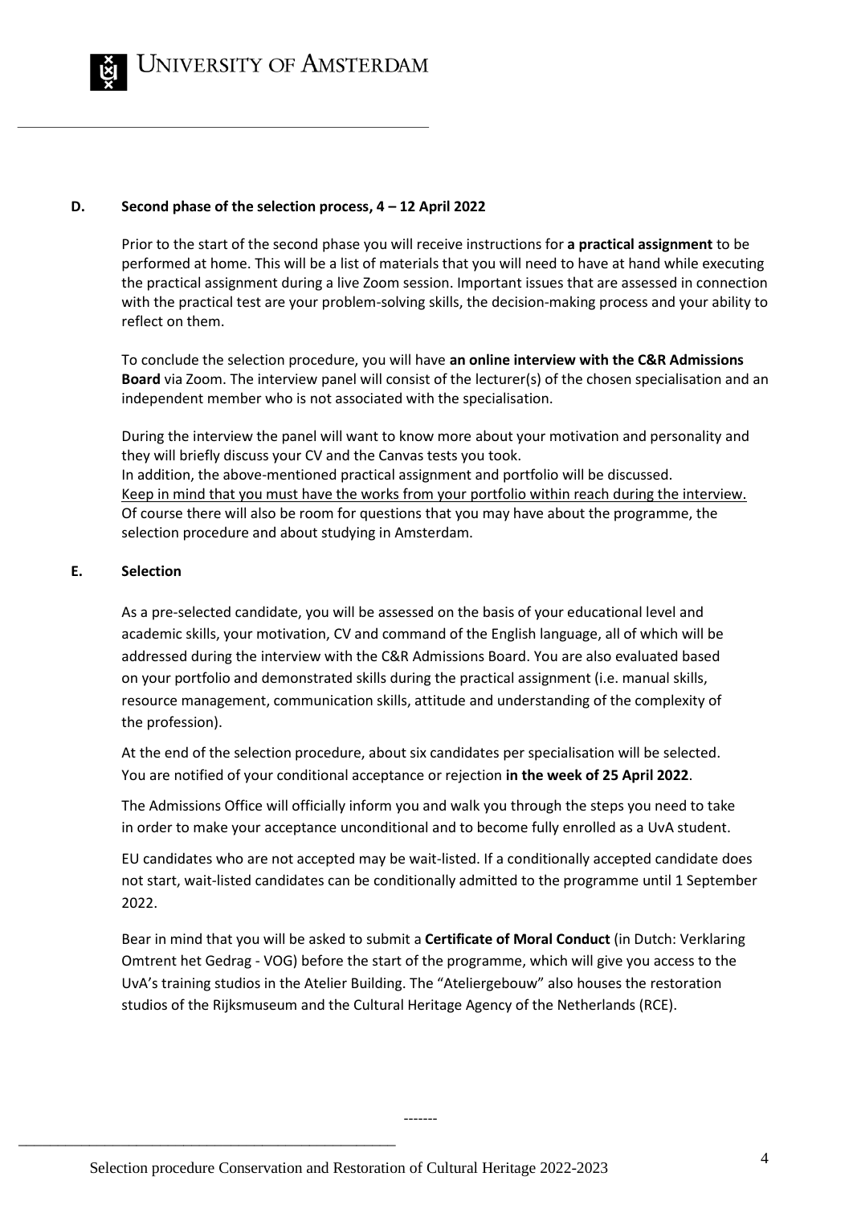## D. Second phase of the selection process, 4 – 12 April 2022

Prior to the start of the second phase you will receive instructions for **a practical assignment** to be performed at home. This will be a list of materials that you will need to have at hand while executing the practical assignment during a live Zoom session. Important issues that are assessed in connection with the practical test are your problem-solving skills, the decision-making process and your ability to reflect on them.

To conclude the selection procedure, you will have **an online interview with the C&R Admissions Board** via Zoom. The interview panel will consist of the lecturer(s) of the chosen specialisation and an independent member who is not associated with the specialisation.

During the interview the panel will want to know more about your motivation and personality and they will briefly discuss your CV and the Canvas tests you took.
In addition, the above-mentioned practical assignment and portfolio will be discussed.
<u>Keep in mind that you must have the works from your portfolio within reach during the interview.</u>
Of course there will also be room for questions that you may have about the programme, the selection procedure and about studying in Amsterdam.

## E. Selection

As a pre-selected candidate, you will be assessed on the basis of your educational level and academic skills, your motivation, CV and command of the English language, all of which will be addressed during the interview with the C&R Admissions Board. You are also evaluated based on your portfolio and demonstrated skills during the practical assignment (i.e. manual skills, resource management, communication skills, attitude and understanding of the complexity of the profession).

At the end of the selection procedure, about six candidates per specialisation will be selected. You are notified of your conditional acceptance or rejection **in the week of 25 April 2022**.

The Admissions Office will officially inform you and walk you through the steps you need to take in order to make your acceptance unconditional and to become fully enrolled as a UvA student.

EU candidates who are not accepted may be wait-listed. If a conditionally accepted candidate does not start, wait-listed candidates can be conditionally admitted to the programme until 1 September 2022.

Bear in mind that you will be asked to submit a **Certificate of Moral Conduct** (in Dutch: Verklaring Omtrent het Gedrag - VOG) before the start of the programme, which will give you access to the UvA's training studios in the Atelier Building. The "Ateliergebouw" also houses the restoration studios of the Rijksmuseum and the Cultural Heritage Agency of the Netherlands (RCE).

-------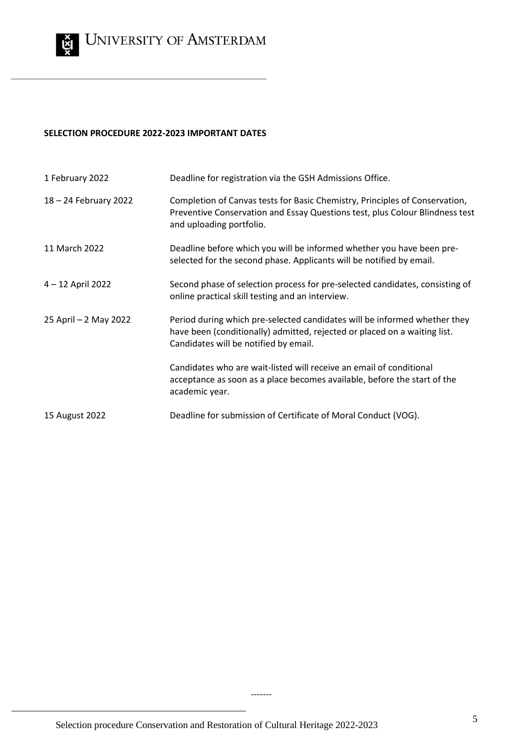**SELECTION PROCEDURE 2022-2023 IMPORTANT DATES**

| | |
|---|---|
| 1 February 2022 | Deadline for registration via the GSH Admissions Office. |
| 18 – 24 February 2022 | Completion of Canvas tests for Basic Chemistry, Principles of Conservation, Preventive Conservation and Essay Questions test, plus Colour Blindness test and uploading portfolio. |
| 11 March 2022 | Deadline before which you will be informed whether you have been pre-selected for the second phase. Applicants will be notified by email. |
| 4 – 12 April 2022 | Second phase of selection process for pre-selected candidates, consisting of online practical skill testing and an interview. |
| 25 April – 2 May 2022 | Period during which pre-selected candidates will be informed whether they have been (conditionally) admitted, rejected or placed on a waiting list. Candidates will be notified by email.<br><br>Candidates who are wait-listed will receive an email of conditional acceptance as soon as a place becomes available, before the start of the academic year. |
| 15 August 2022 | Deadline for submission of Certificate of Moral Conduct (VOG). |

-------